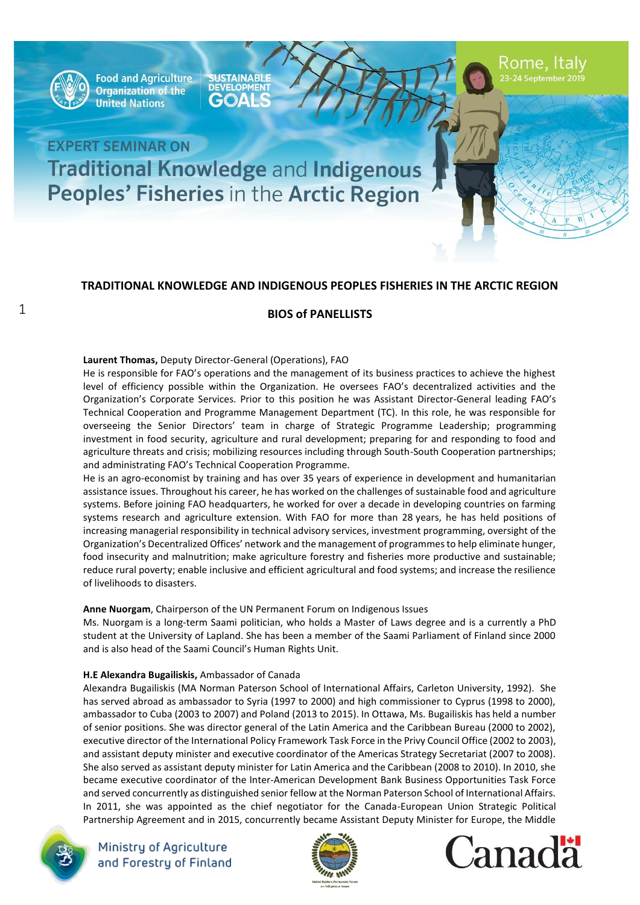Food and Agriculture Organization of the United Nations

SUSTAINABLE DEVELOPMENT GOALS

Rome, Italy
23-24 September 2019

EXPERT SEMINAR ON
# Traditional Knowledge and Indigenous Peoples' Fisheries in the Arctic Region

## TRADITIONAL KNOWLEDGE AND INDIGENOUS PEOPLES FISHERIES IN THE ARCTIC REGION

## BIOS of PANELLISTS

**Laurent Thomas,** Deputy Director-General (Operations), FAO
He is responsible for FAO's operations and the management of its business practices to achieve the highest level of efficiency possible within the Organization. He oversees FAO's decentralized activities and the Organization's Corporate Services. Prior to this position he was Assistant Director-General leading FAO's Technical Cooperation and Programme Management Department (TC). In this role, he was responsible for overseeing the Senior Directors' team in charge of Strategic Programme Leadership; programming investment in food security, agriculture and rural development; preparing for and responding to food and agriculture threats and crisis; mobilizing resources including through South-South Cooperation partnerships; and administrating FAO's Technical Cooperation Programme.
He is an agro-economist by training and has over 35 years of experience in development and humanitarian assistance issues. Throughout his career, he has worked on the challenges of sustainable food and agriculture systems. Before joining FAO headquarters, he worked for over a decade in developing countries on farming systems research and agriculture extension. With FAO for more than 28 years, he has held positions of increasing managerial responsibility in technical advisory services, investment programming, oversight of the Organization's Decentralized Offices' network and the management of programmes to help eliminate hunger, food insecurity and malnutrition; make agriculture forestry and fisheries more productive and sustainable; reduce rural poverty; enable inclusive and efficient agricultural and food systems; and increase the resilience of livelihoods to disasters.

**Anne Nuorgam**, Chairperson of the UN Permanent Forum on Indigenous Issues
Ms. Nuorgam is a long-term Saami politician, who holds a Master of Laws degree and is a currently a PhD student at the University of Lapland. She has been a member of the Saami Parliament of Finland since 2000 and is also head of the Saami Council's Human Rights Unit.

**H.E Alexandra Bugailiskis,** Ambassador of Canada
Alexandra Bugailiskis (MA Norman Paterson School of International Affairs, Carleton University, 1992). She has served abroad as ambassador to Syria (1997 to 2000) and high commissioner to Cyprus (1998 to 2000), ambassador to Cuba (2003 to 2007) and Poland (2013 to 2015). In Ottawa, Ms. Bugailiskis has held a number of senior positions. She was director general of the Latin America and the Caribbean Bureau (2000 to 2002), executive director of the International Policy Framework Task Force in the Privy Council Office (2002 to 2003), and assistant deputy minister and executive coordinator of the Americas Strategy Secretariat (2007 to 2008). She also served as assistant deputy minister for Latin America and the Caribbean (2008 to 2010). In 2010, she became executive coordinator of the Inter-American Development Bank Business Opportunities Task Force and served concurrently as distinguished senior fellow at the Norman Paterson School of International Affairs. In 2011, she was appointed as the chief negotiator for the Canada-European Union Strategic Political Partnership Agreement and in 2015, concurrently became Assistant Deputy Minister for Europe, the Middle

Ministry of Agriculture and Forestry of Finland

United Nations Permanent Forum on Indigenous Issues

Canada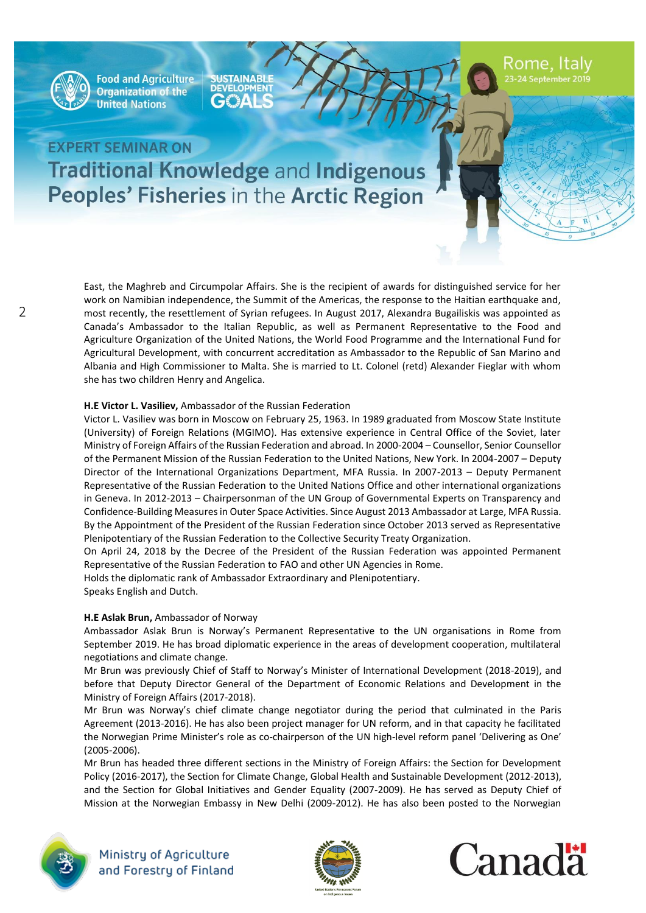East, the Maghreb and Circumpolar Affairs. She is the recipient of awards for distinguished service for her work on Namibian independence, the Summit of the Americas, the response to the Haitian earthquake and, most recently, the resettlement of Syrian refugees. In August 2017, Alexandra Bugailiskis was appointed as Canada's Ambassador to the Italian Republic, as well as Permanent Representative to the Food and Agriculture Organization of the United Nations, the World Food Programme and the International Fund for Agricultural Development, with concurrent accreditation as Ambassador to the Republic of San Marino and Albania and High Commissioner to Malta. She is married to Lt. Colonel (retd) Alexander Fieglar with whom she has two children Henry and Angelica.

**H.E Victor L. Vasiliev,** Ambassador of the Russian Federation

Victor L. Vasiliev was born in Moscow on February 25, 1963. In 1989 graduated from Moscow State Institute (University) of Foreign Relations (MGIMO). Has extensive experience in Central Office of the Soviet, later Ministry of Foreign Affairs of the Russian Federation and abroad. In 2000-2004 – Counsellor, Senior Counsellor of the Permanent Mission of the Russian Federation to the United Nations, New York. In 2004-2007 – Deputy Director of the International Organizations Department, MFA Russia. In 2007-2013 – Deputy Permanent Representative of the Russian Federation to the United Nations Office and other international organizations in Geneva. In 2012-2013 – Chairpersonman of the UN Group of Governmental Experts on Transparency and Confidence-Building Measures in Outer Space Activities. Since August 2013 Ambassador at Large, MFA Russia. By the Appointment of the President of the Russian Federation since October 2013 served as Representative Plenipotentiary of the Russian Federation to the Collective Security Treaty Organization.

On April 24, 2018 by the Decree of the President of the Russian Federation was appointed Permanent Representative of the Russian Federation to FAO and other UN Agencies in Rome.

Holds the diplomatic rank of Ambassador Extraordinary and Plenipotentiary.

Speaks English and Dutch.

**H.E Aslak Brun,** Ambassador of Norway

Ambassador Aslak Brun is Norway's Permanent Representative to the UN organisations in Rome from September 2019. He has broad diplomatic experience in the areas of development cooperation, multilateral negotiations and climate change.

Mr Brun was previously Chief of Staff to Norway's Minister of International Development (2018-2019), and before that Deputy Director General of the Department of Economic Relations and Development in the Ministry of Foreign Affairs (2017-2018).

Mr Brun was Norway's chief climate change negotiator during the period that culminated in the Paris Agreement (2013-2016). He has also been project manager for UN reform, and in that capacity he facilitated the Norwegian Prime Minister's role as co-chairperson of the UN high-level reform panel 'Delivering as One' (2005-2006).

Mr Brun has headed three different sections in the Ministry of Foreign Affairs: the Section for Development Policy (2016-2017), the Section for Climate Change, Global Health and Sustainable Development (2012-2013), and the Section for Global Initiatives and Gender Equality (2007-2009). He has served as Deputy Chief of Mission at the Norwegian Embassy in New Delhi (2009-2012). He has also been posted to the Norwegian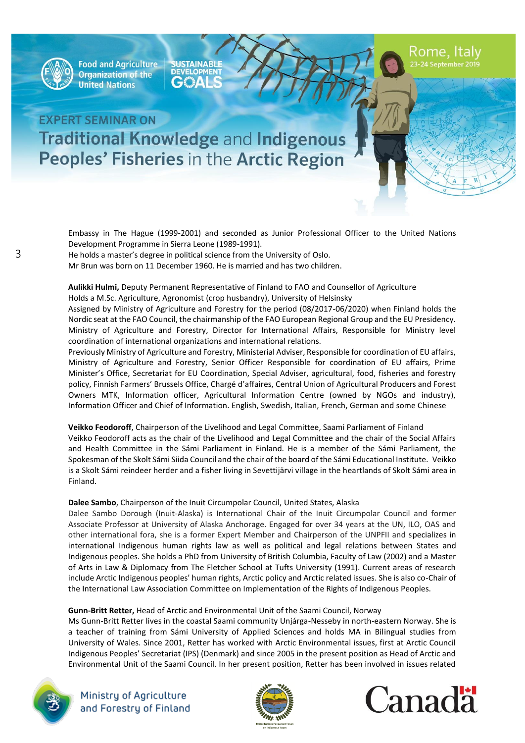Embassy in The Hague (1999-2001) and seconded as Junior Professional Officer to the United Nations Development Programme in Sierra Leone (1989-1991).
He holds a master's degree in political science from the University of Oslo.
Mr Brun was born on 11 December 1960. He is married and has two children.

**Aulikki Hulmi,** Deputy Permanent Representative of Finland to FAO and Counsellor of Agriculture
Holds a M.Sc. Agriculture, Agronomist (crop husbandry), University of Helsinsky
Assigned by Ministry of Agriculture and Forestry for the period (08/2017-06/2020) when Finland holds the Nordic seat at the FAO Council, the chairmanship of the FAO European Regional Group and the EU Presidency. Ministry of Agriculture and Forestry, Director for International Affairs, Responsible for Ministry level coordination of international organizations and international relations.
Previously Ministry of Agriculture and Forestry, Ministerial Adviser, Responsible for coordination of EU affairs, Ministry of Agriculture and Forestry, Senior Officer Responsible for coordination of EU affairs, Prime Minister's Office, Secretariat for EU Coordination, Special Adviser, agricultural, food, fisheries and forestry policy, Finnish Farmers' Brussels Office, Chargé d'affaires, Central Union of Agricultural Producers and Forest Owners MTK, Information officer, Agricultural Information Centre (owned by NGOs and industry), Information Officer and Chief of Information. English, Swedish, Italian, French, German and some Chinese

**Veikko Feodoroff**, Chairperson of the Livelihood and Legal Committee, Saami Parliament of Finland
Veikko Feodoroff acts as the chair of the Livelihood and Legal Committee and the chair of the Social Affairs and Health Committee in the Sámi Parliament in Finland. He is a member of the Sámi Parliament, the Spokesman of the Skolt Sámi Siida Council and the chair of the board of the Sámi Educational Institute. Veikko is a Skolt Sámi reindeer herder and a fisher living in Sevettijärvi village in the heartlands of Skolt Sámi area in Finland.

**Dalee Sambo**, Chairperson of the Inuit Circumpolar Council, United States, Alaska
Dalee Sambo Dorough (Inuit-Alaska) is International Chair of the Inuit Circumpolar Council and former Associate Professor at University of Alaska Anchorage. Engaged for over 34 years at the UN, ILO, OAS and other international fora, she is a former Expert Member and Chairperson of the UNPFII and specializes in international Indigenous human rights law as well as political and legal relations between States and Indigenous peoples. She holds a PhD from University of British Columbia, Faculty of Law (2002) and a Master of Arts in Law & Diplomacy from The Fletcher School at Tufts University (1991). Current areas of research include Arctic Indigenous peoples' human rights, Arctic policy and Arctic related issues. She is also co-Chair of the International Law Association Committee on Implementation of the Rights of Indigenous Peoples.

**Gunn-Britt Retter,** Head of Arctic and Environmental Unit of the Saami Council, Norway
Ms Gunn-Britt Retter lives in the coastal Saami community Unjárga-Nesseby in north-eastern Norway. She is a teacher of training from Sámi University of Applied Sciences and holds MA in Bilingual studies from University of Wales. Since 2001, Retter has worked with Arctic Environmental issues, first at Arctic Council Indigenous Peoples' Secretariat (IPS) (Denmark) and since 2005 in the present position as Head of Arctic and Environmental Unit of the Saami Council. In her present position, Retter has been involved in issues related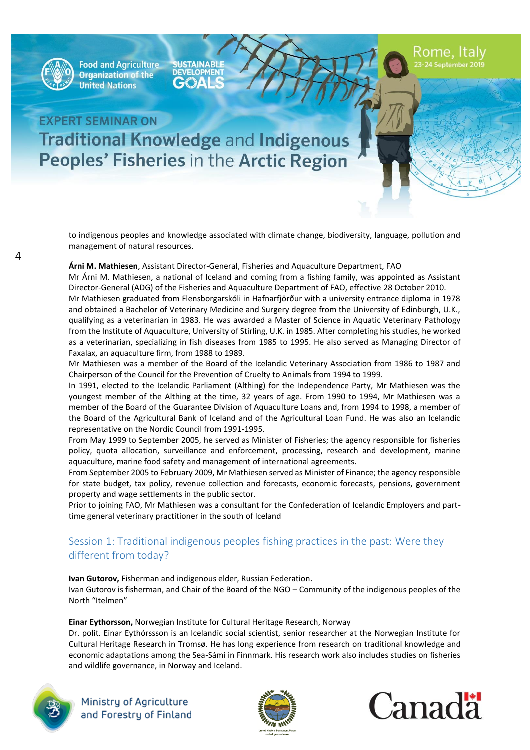to indigenous peoples and knowledge associated with climate change, biodiversity, language, pollution and management of natural resources.

**Árni M. Mathiesen**, Assistant Director-General, Fisheries and Aquaculture Department, FAO

Mr Árni M. Mathiesen, a national of Iceland and coming from a fishing family, was appointed as Assistant Director-General (ADG) of the Fisheries and Aquaculture Department of FAO, effective 28 October 2010.

Mr Mathiesen graduated from Flensborgarskóli in Hafnarfjörður with a university entrance diploma in 1978 and obtained a Bachelor of Veterinary Medicine and Surgery degree from the University of Edinburgh, U.K., qualifying as a veterinarian in 1983. He was awarded a Master of Science in Aquatic Veterinary Pathology from the Institute of Aquaculture, University of Stirling, U.K. in 1985. After completing his studies, he worked as a veterinarian, specializing in fish diseases from 1985 to 1995. He also served as Managing Director of Faxalax, an aquaculture firm, from 1988 to 1989.

Mr Mathiesen was a member of the Board of the Icelandic Veterinary Association from 1986 to 1987 and Chairperson of the Council for the Prevention of Cruelty to Animals from 1994 to 1999.

In 1991, elected to the Icelandic Parliament (Althing) for the Independence Party, Mr Mathiesen was the youngest member of the Althing at the time, 32 years of age. From 1990 to 1994, Mr Mathiesen was a member of the Board of the Guarantee Division of Aquaculture Loans and, from 1994 to 1998, a member of the Board of the Agricultural Bank of Iceland and of the Agricultural Loan Fund. He was also an Icelandic representative on the Nordic Council from 1991-1995.

From May 1999 to September 2005, he served as Minister of Fisheries; the agency responsible for fisheries policy, quota allocation, surveillance and enforcement, processing, research and development, marine aquaculture, marine food safety and management of international agreements.

From September 2005 to February 2009, Mr Mathiesen served as Minister of Finance; the agency responsible for state budget, tax policy, revenue collection and forecasts, economic forecasts, pensions, government property and wage settlements in the public sector.

Prior to joining FAO, Mr Mathiesen was a consultant for the Confederation of Icelandic Employers and part-time general veterinary practitioner in the south of Iceland

## Session 1: Traditional indigenous peoples fishing practices in the past: Were they different from today?

**Ivan Gutorov,** Fisherman and indigenous elder, Russian Federation.

Ivan Gutorov is fisherman, and Chair of the Board of the NGO – Community of the indigenous peoples of the North "Itelmen"

**Einar Eythorsson,** Norwegian Institute for Cultural Heritage Research, Norway

Dr. polit. Einar Eythórssson is an Icelandic social scientist, senior researcher at the Norwegian Institute for Cultural Heritage Research in Tromsø. He has long experience from research on traditional knowledge and economic adaptations among the Sea-Sámi in Finnmark. His research work also includes studies on fisheries and wildlife governance, in Norway and Iceland.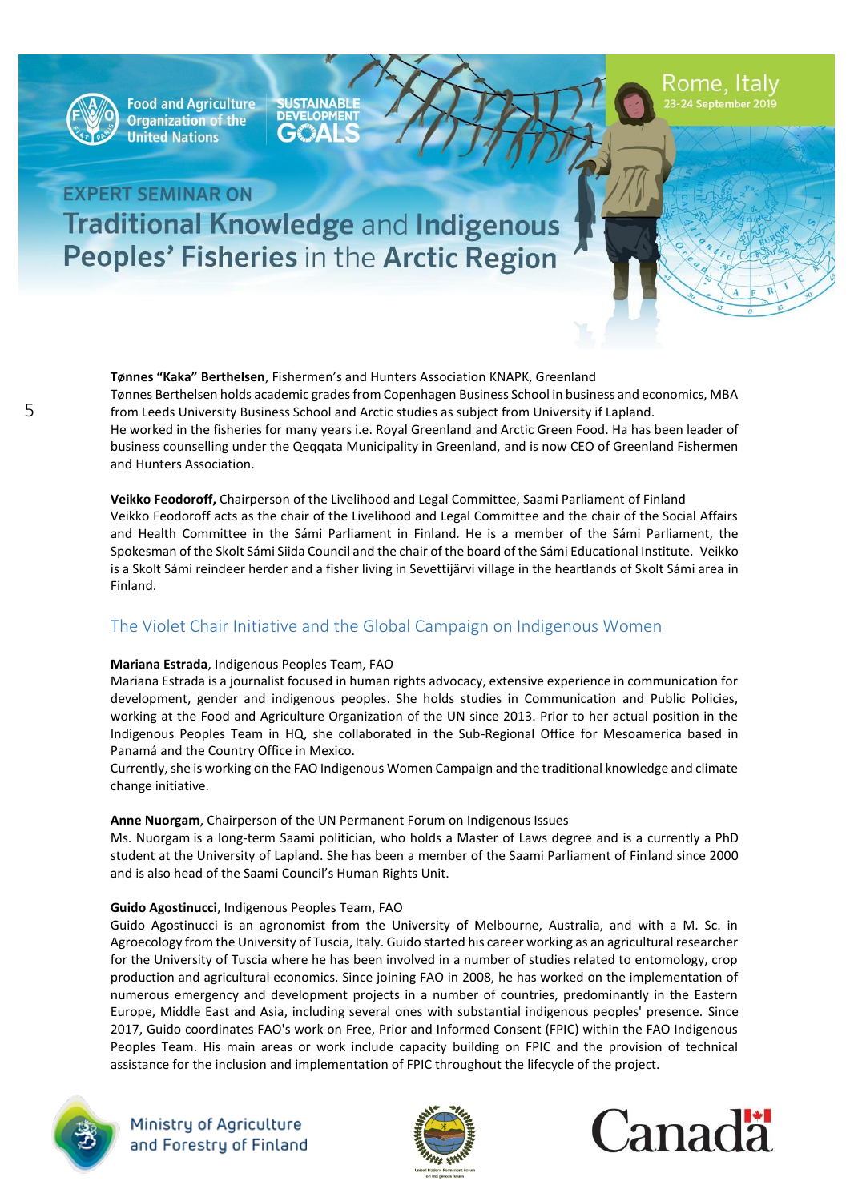**Tønnes "Kaka" Berthelsen**, Fishermen's and Hunters Association KNAPK, Greenland

Tønnes Berthelsen holds academic grades from Copenhagen Business School in business and economics, MBA from Leeds University Business School and Arctic studies as subject from University if Lapland.

He worked in the fisheries for many years i.e. Royal Greenland and Arctic Green Food. Ha has been leader of business counselling under the Qeqqata Municipality in Greenland, and is now CEO of Greenland Fishermen and Hunters Association.

**Veikko Feodoroff,** Chairperson of the Livelihood and Legal Committee, Saami Parliament of Finland

Veikko Feodoroff acts as the chair of the Livelihood and Legal Committee and the chair of the Social Affairs and Health Committee in the Sámi Parliament in Finland. He is a member of the Sámi Parliament, the Spokesman of the Skolt Sámi Siida Council and the chair of the board of the Sámi Educational Institute. Veikko is a Skolt Sámi reindeer herder and a fisher living in Sevettijärvi village in the heartlands of Skolt Sámi area in Finland.

## The Violet Chair Initiative and the Global Campaign on Indigenous Women

**Mariana Estrada**, Indigenous Peoples Team, FAO

Mariana Estrada is a journalist focused in human rights advocacy, extensive experience in communication for development, gender and indigenous peoples. She holds studies in Communication and Public Policies, working at the Food and Agriculture Organization of the UN since 2013. Prior to her actual position in the Indigenous Peoples Team in HQ, she collaborated in the Sub-Regional Office for Mesoamerica based in Panamá and the Country Office in Mexico.

Currently, she is working on the FAO Indigenous Women Campaign and the traditional knowledge and climate change initiative.

**Anne Nuorgam**, Chairperson of the UN Permanent Forum on Indigenous Issues

Ms. Nuorgam is a long-term Saami politician, who holds a Master of Laws degree and is a currently a PhD student at the University of Lapland. She has been a member of the Saami Parliament of Finland since 2000 and is also head of the Saami Council's Human Rights Unit.

**Guido Agostinucci**, Indigenous Peoples Team, FAO

Guido Agostinucci is an agronomist from the University of Melbourne, Australia, and with a M. Sc. in Agroecology from the University of Tuscia, Italy. Guido started his career working as an agricultural researcher for the University of Tuscia where he has been involved in a number of studies related to entomology, crop production and agricultural economics. Since joining FAO in 2008, he has worked on the implementation of numerous emergency and development projects in a number of countries, predominantly in the Eastern Europe, Middle East and Asia, including several ones with substantial indigenous peoples' presence. Since 2017, Guido coordinates FAO's work on Free, Prior and Informed Consent (FPIC) within the FAO Indigenous Peoples Team. His main areas or work include capacity building on FPIC and the provision of technical assistance for the inclusion and implementation of FPIC throughout the lifecycle of the project.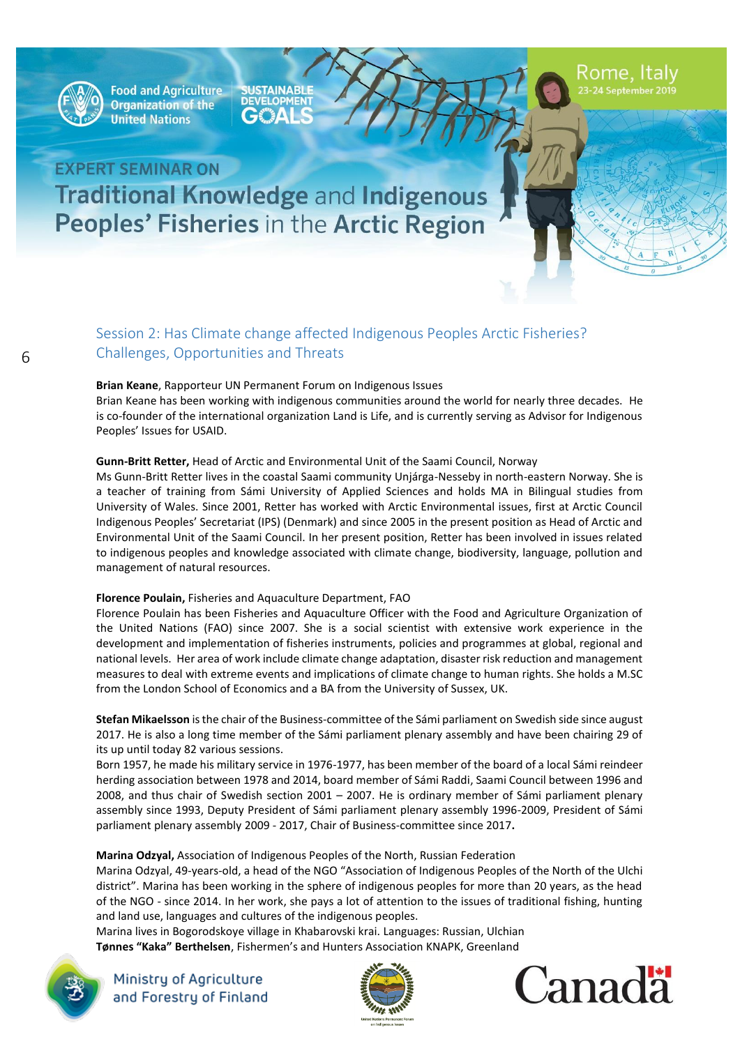## Session 2: Has Climate change affected Indigenous Peoples Arctic Fisheries? Challenges, Opportunities and Threats

**Brian Keane**, Rapporteur UN Permanent Forum on Indigenous Issues
Brian Keane has been working with indigenous communities around the world for nearly three decades. He is co-founder of the international organization Land is Life, and is currently serving as Advisor for Indigenous Peoples' Issues for USAID.

**Gunn-Britt Retter,** Head of Arctic and Environmental Unit of the Saami Council, Norway
Ms Gunn-Britt Retter lives in the coastal Saami community Unjárga-Nesseby in north-eastern Norway. She is a teacher of training from Sámi University of Applied Sciences and holds MA in Bilingual studies from University of Wales. Since 2001, Retter has worked with Arctic Environmental issues, first at Arctic Council Indigenous Peoples' Secretariat (IPS) (Denmark) and since 2005 in the present position as Head of Arctic and Environmental Unit of the Saami Council. In her present position, Retter has been involved in issues related to indigenous peoples and knowledge associated with climate change, biodiversity, language, pollution and management of natural resources.

**Florence Poulain,** Fisheries and Aquaculture Department, FAO
Florence Poulain has been Fisheries and Aquaculture Officer with the Food and Agriculture Organization of the United Nations (FAO) since 2007. She is a social scientist with extensive work experience in the development and implementation of fisheries instruments, policies and programmes at global, regional and national levels. Her area of work include climate change adaptation, disaster risk reduction and management measures to deal with extreme events and implications of climate change to human rights. She holds a M.SC from the London School of Economics and a BA from the University of Sussex, UK.

**Stefan Mikaelsson** is the chair of the Business-committee of the Sámi parliament on Swedish side since august 2017. He is also a long time member of the Sámi parliament plenary assembly and have been chairing 29 of its up until today 82 various sessions.
Born 1957, he made his military service in 1976-1977, has been member of the board of a local Sámi reindeer herding association between 1978 and 2014, board member of Sámi Raddi, Saami Council between 1996 and 2008, and thus chair of Swedish section 2001 – 2007. He is ordinary member of Sámi parliament plenary assembly since 1993, Deputy President of Sámi parliament plenary assembly 1996-2009, President of Sámi parliament plenary assembly 2009 - 2017, Chair of Business-committee since 2017**.**

**Marina Odzyal,** Association of Indigenous Peoples of the North, Russian Federation
Marina Odzyal, 49-years-old, a head of the NGO "Association of Indigenous Peoples of the North of the Ulchi district". Marina has been working in the sphere of indigenous peoples for more than 20 years, as the head of the NGO - since 2014. In her work, she pays a lot of attention to the issues of traditional fishing, hunting and land use, languages and cultures of the indigenous peoples.
Marina lives in Bogorodskoye village in Khabarovski krai. Languages: Russian, Ulchian

**Tønnes "Kaka" Berthelsen**, Fishermen's and Hunters Association KNAPK, Greenland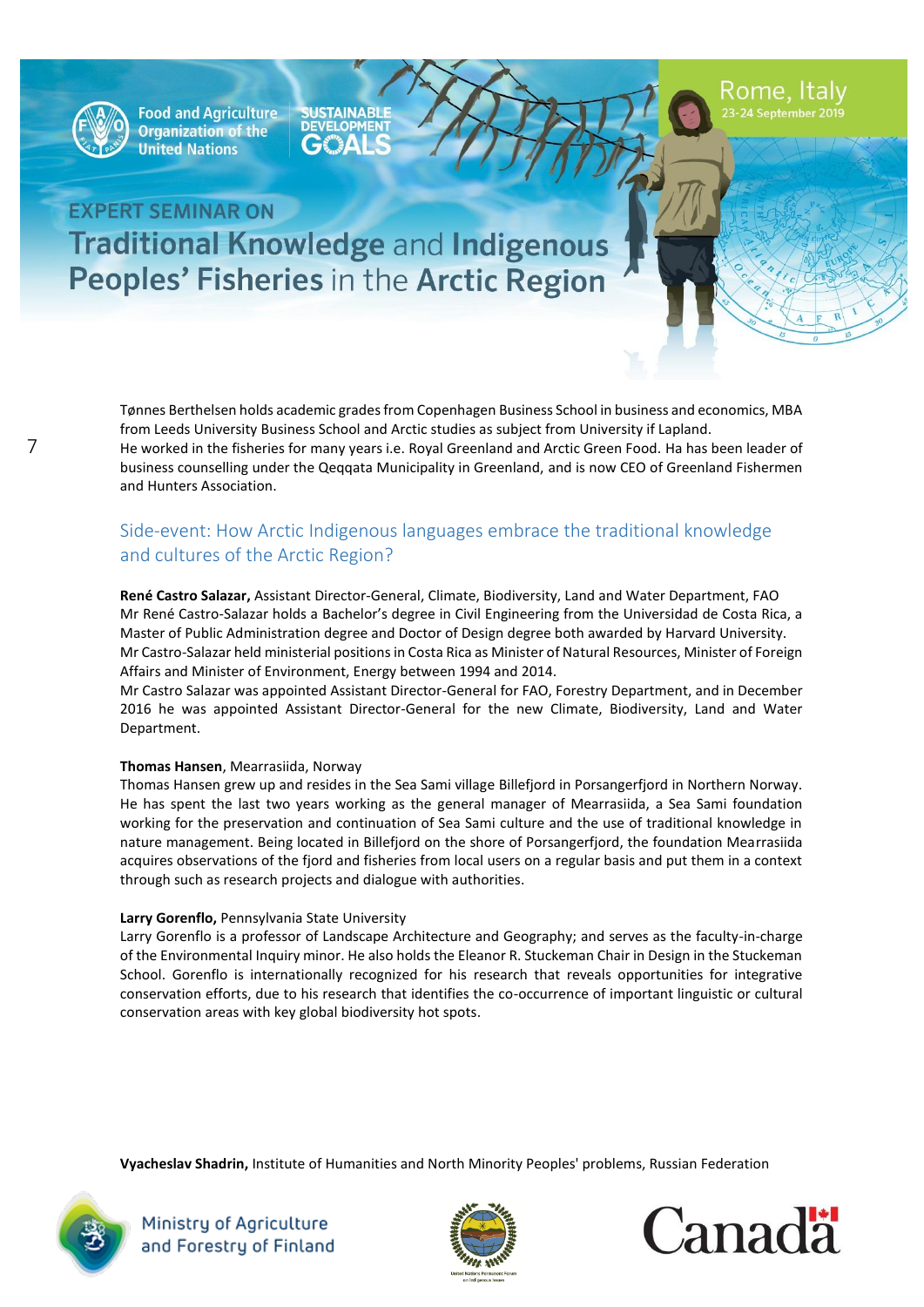Tønnes Berthelsen holds academic grades from Copenhagen Business School in business and economics, MBA from Leeds University Business School and Arctic studies as subject from University if Lapland.
He worked in the fisheries for many years i.e. Royal Greenland and Arctic Green Food. Ha has been leader of business counselling under the Qeqqata Municipality in Greenland, and is now CEO of Greenland Fishermen and Hunters Association.

## Side-event: How Arctic Indigenous languages embrace the traditional knowledge and cultures of the Arctic Region?

**René Castro Salazar,** Assistant Director-General, Climate, Biodiversity, Land and Water Department, FAO
Mr René Castro-Salazar holds a Bachelor's degree in Civil Engineering from the Universidad de Costa Rica, a Master of Public Administration degree and Doctor of Design degree both awarded by Harvard University. Mr Castro-Salazar held ministerial positions in Costa Rica as Minister of Natural Resources, Minister of Foreign Affairs and Minister of Environment, Energy between 1994 and 2014.
Mr Castro Salazar was appointed Assistant Director-General for FAO, Forestry Department, and in December 2016 he was appointed Assistant Director-General for the new Climate, Biodiversity, Land and Water Department.

**Thomas Hansen**, Mearrasiida, Norway
Thomas Hansen grew up and resides in the Sea Sami village Billefjord in Porsangerfjord in Northern Norway. He has spent the last two years working as the general manager of Mearrasiida, a Sea Sami foundation working for the preservation and continuation of Sea Sami culture and the use of traditional knowledge in nature management. Being located in Billefjord on the shore of Porsangerfjord, the foundation Mearrasiida acquires observations of the fjord and fisheries from local users on a regular basis and put them in a context through such as research projects and dialogue with authorities.

**Larry Gorenflo,** Pennsylvania State University
Larry Gorenflo is a professor of Landscape Architecture and Geography; and serves as the faculty-in-charge of the Environmental Inquiry minor. He also holds the Eleanor R. Stuckeman Chair in Design in the Stuckeman School. Gorenflo is internationally recognized for his research that reveals opportunities for integrative conservation efforts, due to his research that identifies the co-occurrence of important linguistic or cultural conservation areas with key global biodiversity hot spots.

**Vyacheslav Shadrin,** Institute of Humanities and North Minority Peoples' problems, Russian Federation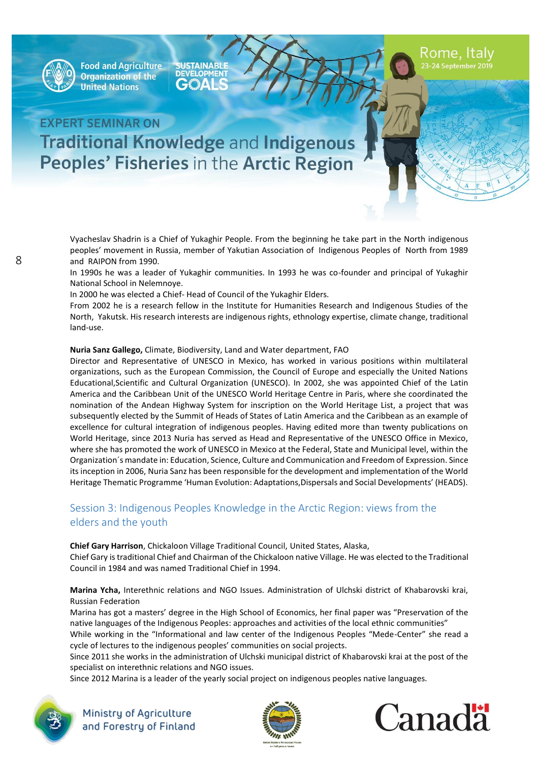Vyacheslav Shadrin is a Chief of Yukaghir People. From the beginning he take part in the North indigenous peoples' movement in Russia, member of Yakutian Association of Indigenous Peoples of North from 1989 and RAIPON from 1990.

In 1990s he was a leader of Yukaghir communities. In 1993 he was co-founder and principal of Yukaghir National School in Nelemnoye.

In 2000 he was elected a Chief- Head of Council of the Yukaghir Elders.

From 2002 he is a research fellow in the Institute for Humanities Research and Indigenous Studies of the North, Yakutsk. His research interests are indigenous rights, ethnology expertise, climate change, traditional land-use.

**Nuria Sanz Gallego,** Climate, Biodiversity, Land and Water department, FAO

Director and Representative of UNESCO in Mexico, has worked in various positions within multilateral organizations, such as the European Commission, the Council of Europe and especially the United Nations Educational,Scientific and Cultural Organization (UNESCO). In 2002, she was appointed Chief of the Latin America and the Caribbean Unit of the UNESCO World Heritage Centre in Paris, where she coordinated the nomination of the Andean Highway System for inscription on the World Heritage List, a project that was subsequently elected by the Summit of Heads of States of Latin America and the Caribbean as an example of excellence for cultural integration of indigenous peoples. Having edited more than twenty publications on World Heritage, since 2013 Nuria has served as Head and Representative of the UNESCO Office in Mexico, where she has promoted the work of UNESCO in Mexico at the Federal, State and Municipal level, within the Organization´s mandate in: Education, Science, Culture and Communication and Freedom of Expression. Since its inception in 2006, Nuria Sanz has been responsible for the development and implementation of the World Heritage Thematic Programme 'Human Evolution: Adaptations,Dispersals and Social Developments' (HEADS).

## Session 3: Indigenous Peoples Knowledge in the Arctic Region: views from the elders and the youth

**Chief Gary Harrison**, Chickaloon Village Traditional Council, United States, Alaska,

Chief Gary is traditional Chief and Chairman of the Chickaloon native Village. He was elected to the Traditional Council in 1984 and was named Traditional Chief in 1994.

**Marina Ycha,** Interethnic relations and NGO Issues. Administration of Ulchski district of Khabarovski krai, Russian Federation

Marina has got a masters' degree in the High School of Economics, her final paper was "Preservation of the native languages of the Indigenous Peoples: approaches and activities of the local ethnic communities"

While working in the "Informational and law center of the Indigenous Peoples "Mede-Center" she read a cycle of lectures to the indigenous peoples' communities on social projects.

Since 2011 she works in the administration of Ulchski municipal district of Khabarovski krai at the post of the specialist on interethnic relations and NGO issues.

Since 2012 Marina is a leader of the yearly social project on indigenous peoples native languages.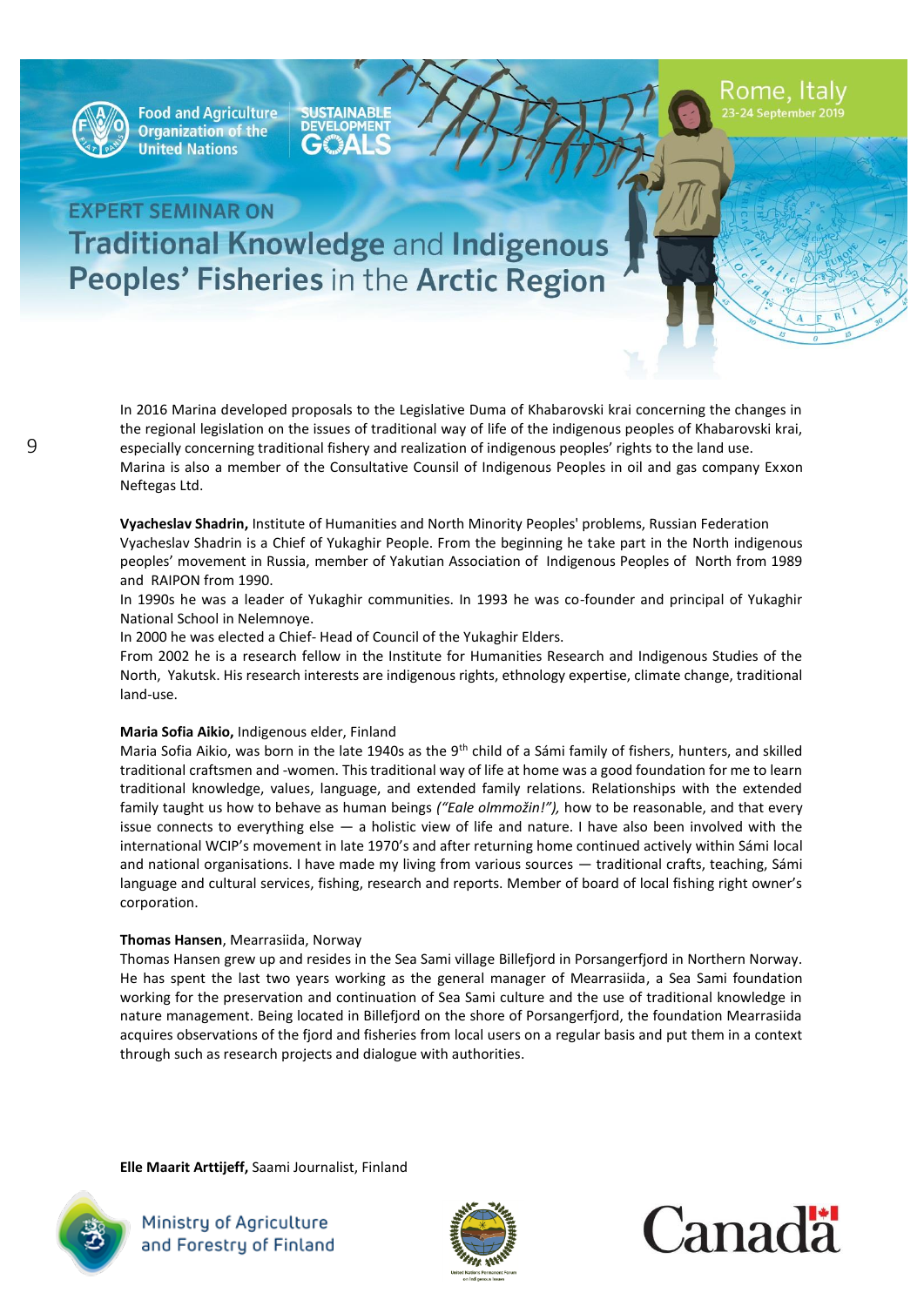In 2016 Marina developed proposals to the Legislative Duma of Khabarovski krai concerning the changes in the regional legislation on the issues of traditional way of life of the indigenous peoples of Khabarovski krai, especially concerning traditional fishery and realization of indigenous peoples' rights to the land use.
Marina is also a member of the Consultative Counsil of Indigenous Peoples in oil and gas company Exxon Neftegas Ltd.

**Vyacheslav Shadrin,** Institute of Humanities and North Minority Peoples' problems, Russian Federation
Vyacheslav Shadrin is a Chief of Yukaghir People. From the beginning he take part in the North indigenous peoples' movement in Russia, member of Yakutian Association of Indigenous Peoples of North from 1989 and RAIPON from 1990.
In 1990s he was a leader of Yukaghir communities. In 1993 he was co-founder and principal of Yukaghir National School in Nelemnoye.
In 2000 he was elected a Chief- Head of Council of the Yukaghir Elders.
From 2002 he is a research fellow in the Institute for Humanities Research and Indigenous Studies of the North, Yakutsk. His research interests are indigenous rights, ethnology expertise, climate change, traditional land-use.

**Maria Sofia Aikio,** Indigenous elder, Finland
Maria Sofia Aikio, was born in the late 1940s as the 9th child of a Sámi family of fishers, hunters, and skilled traditional craftsmen and -women. This traditional way of life at home was a good foundation for me to learn traditional knowledge, values, language, and extended family relations. Relationships with the extended family taught us how to behave as human beings *("Eale olmmožin!"),* how to be reasonable, and that every issue connects to everything else — a holistic view of life and nature. I have also been involved with the international WCIP's movement in late 1970's and after returning home continued actively within Sámi local and national organisations. I have made my living from various sources — traditional crafts, teaching, Sámi language and cultural services, fishing, research and reports. Member of board of local fishing right owner's corporation.

**Thomas Hansen**, Mearrasiida, Norway
Thomas Hansen grew up and resides in the Sea Sami village Billefjord in Porsangerfjord in Northern Norway. He has spent the last two years working as the general manager of Mearrasiida, a Sea Sami foundation working for the preservation and continuation of Sea Sami culture and the use of traditional knowledge in nature management. Being located in Billefjord on the shore of Porsangerfjord, the foundation Mearrasiida acquires observations of the fjord and fisheries from local users on a regular basis and put them in a context through such as research projects and dialogue with authorities.

**Elle Maarit Arttijeff,** Saami Journalist, Finland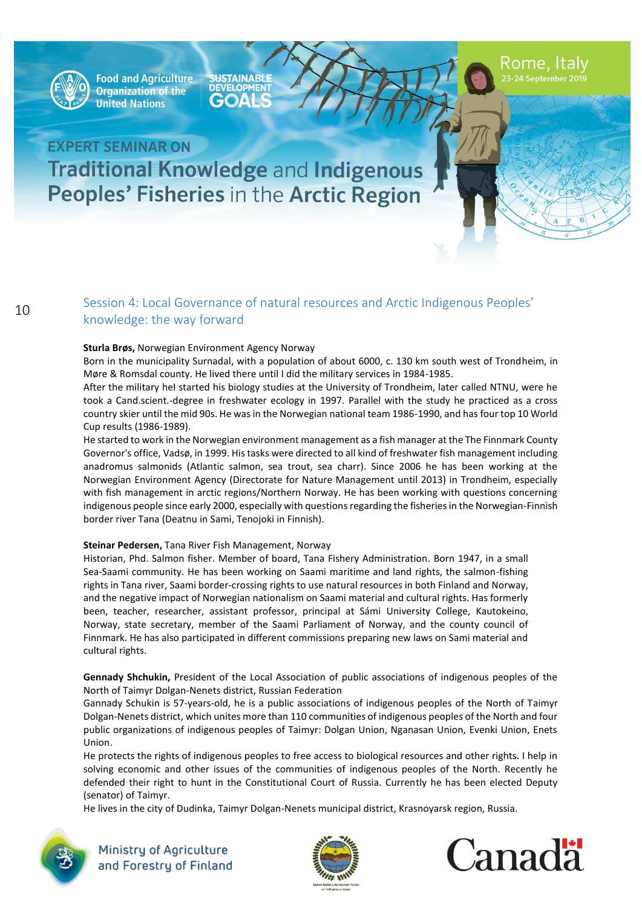## Session 4: Local Governance of natural resources and Arctic Indigenous Peoples' knowledge: the way forward

**Sturla Brøs,** Norwegian Environment Agency Norway

Born in the municipality Surnadal, with a population of about 6000, c. 130 km south west of Trondheim, in Møre & Romsdal county. He lived there until I did the military services in 1984-1985.

After the military heI started his biology studies at the University of Trondheim, later called NTNU, were he took a Cand.scient.-degree in freshwater ecology in 1997. Parallel with the study he practiced as a cross country skier until the mid 90s. He was in the Norwegian national team 1986-1990, and has four top 10 World Cup results (1986-1989).

He started to work in the Norwegian environment management as a fish manager at the The Finnmark County Governor's office, Vadsø, in 1999. His tasks were directed to all kind of freshwater fish management including anadromus salmonids (Atlantic salmon, sea trout, sea charr). Since 2006 he has been working at the Norwegian Environment Agency (Directorate for Nature Management until 2013) in Trondheim, especially with fish management in arctic regions/Northern Norway. He has been working with questions concerning indigenous people since early 2000, especially with questions regarding the fisheries in the Norwegian-Finnish border river Tana (Deatnu in Sami, Tenojoki in Finnish).

**Steinar Pedersen,** Tana River Fish Management, Norway

Historian, Phd. Salmon fisher. Member of board, Tana Fishery Administration. Born 1947, in a small Sea-Saami community. He has been working on Saami maritime and land rights, the salmon-fishing rights in Tana river, Saami border-crossing rights to use natural resources in both Finland and Norway, and the negative impact of Norwegian nationalism on Saami material and cultural rights. Has formerly been, teacher, researcher, assistant professor, principal at Sámi University College, Kautokeino, Norway, state secretary, member of the Saami Parliament of Norway, and the county council of Finnmark. He has also participated in different commissions preparing new laws on Sami material and cultural rights.

**Gennady Shchukin,** President of the Local Association of public associations of indigenous peoples of the North of Taimyr Dolgan-Nenets district, Russian Federation

Gannady Schukin is 57-years-old, he is a public associations of indigenous peoples of the North of Taimyr Dolgan-Nenets district, which unites more than 110 communities of indigenous peoples of the North and four public organizations of indigenous peoples of Taimyr: Dolgan Union, Nganasan Union, Evenki Union, Enets Union.

He protects the rights of indigenous peoples to free access to biological resources and other rights. I help in solving economic and other issues of the communities of indigenous peoples of the North. Recently he defended their right to hunt in the Constitutional Court of Russia. Currently he has been elected Deputy (senator) of Taimyr.

He lives in the city of Dudinka, Taimyr Dolgan-Nenets municipal district, Krasnoyarsk region, Russia.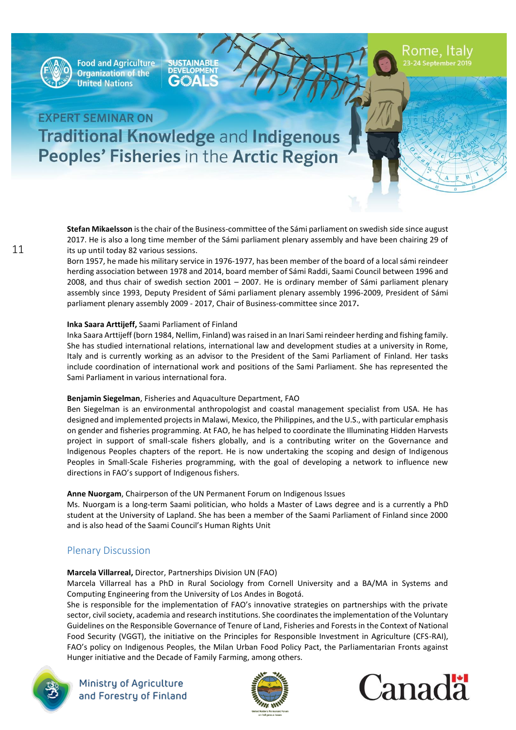**Stefan Mikaelsson** is the chair of the Business-committee of the Sámi parliament on swedish side since august 2017. He is also a long time member of the Sámi parliament plenary assembly and have been chairing 29 of its up until today 82 various sessions.

Born 1957, he made his military service in 1976-1977, has been member of the board of a local sámi reindeer herding association between 1978 and 2014, board member of Sámi Raddi, Saami Council between 1996 and 2008, and thus chair of swedish section 2001 – 2007. He is ordinary member of Sámi parliament plenary assembly since 1993, Deputy President of Sámi parliament plenary assembly 1996-2009, President of Sámi parliament plenary assembly 2009 - 2017, Chair of Business-committee since 2017**.**

**Inka Saara Arttijeff,** Saami Parliament of Finland

Inka Saara Arttijeff (born 1984, Nellim, Finland) was raised in an Inari Sami reindeer herding and fishing family. She has studied international relations, international law and development studies at a university in Rome, Italy and is currently working as an advisor to the President of the Sami Parliament of Finland. Her tasks include coordination of international work and positions of the Sami Parliament. She has represented the Sami Parliament in various international fora.

**Benjamin Siegelman**, Fisheries and Aquaculture Department, FAO

Ben Siegelman is an environmental anthropologist and coastal management specialist from USA. He has designed and implemented projects in Malawi, Mexico, the Philippines, and the U.S., with particular emphasis on gender and fisheries programming. At FAO, he has helped to coordinate the Illuminating Hidden Harvests project in support of small-scale fishers globally, and is a contributing writer on the Governance and Indigenous Peoples chapters of the report. He is now undertaking the scoping and design of Indigenous Peoples in Small-Scale Fisheries programming, with the goal of developing a network to influence new directions in FAO's support of Indigenous fishers.

**Anne Nuorgam**, Chairperson of the UN Permanent Forum on Indigenous Issues

Ms. Nuorgam is a long-term Saami politician, who holds a Master of Laws degree and is a currently a PhD student at the University of Lapland. She has been a member of the Saami Parliament of Finland since 2000 and is also head of the Saami Council's Human Rights Unit

## Plenary Discussion

**Marcela Villarreal,** Director, Partnerships Division UN (FAO)

Marcela Villarreal has a PhD in Rural Sociology from Cornell University and a BA/MA in Systems and Computing Engineering from the University of Los Andes in Bogotá.

She is responsible for the implementation of FAO's innovative strategies on partnerships with the private sector, civil society, academia and research institutions. She coordinates the implementation of the Voluntary Guidelines on the Responsible Governance of Tenure of Land, Fisheries and Forests in the Context of National Food Security (VGGT), the initiative on the Principles for Responsible Investment in Agriculture (CFS-RAI), FAO's policy on Indigenous Peoples, the Milan Urban Food Policy Pact, the Parliamentarian Fronts against Hunger initiative and the Decade of Family Farming, among others.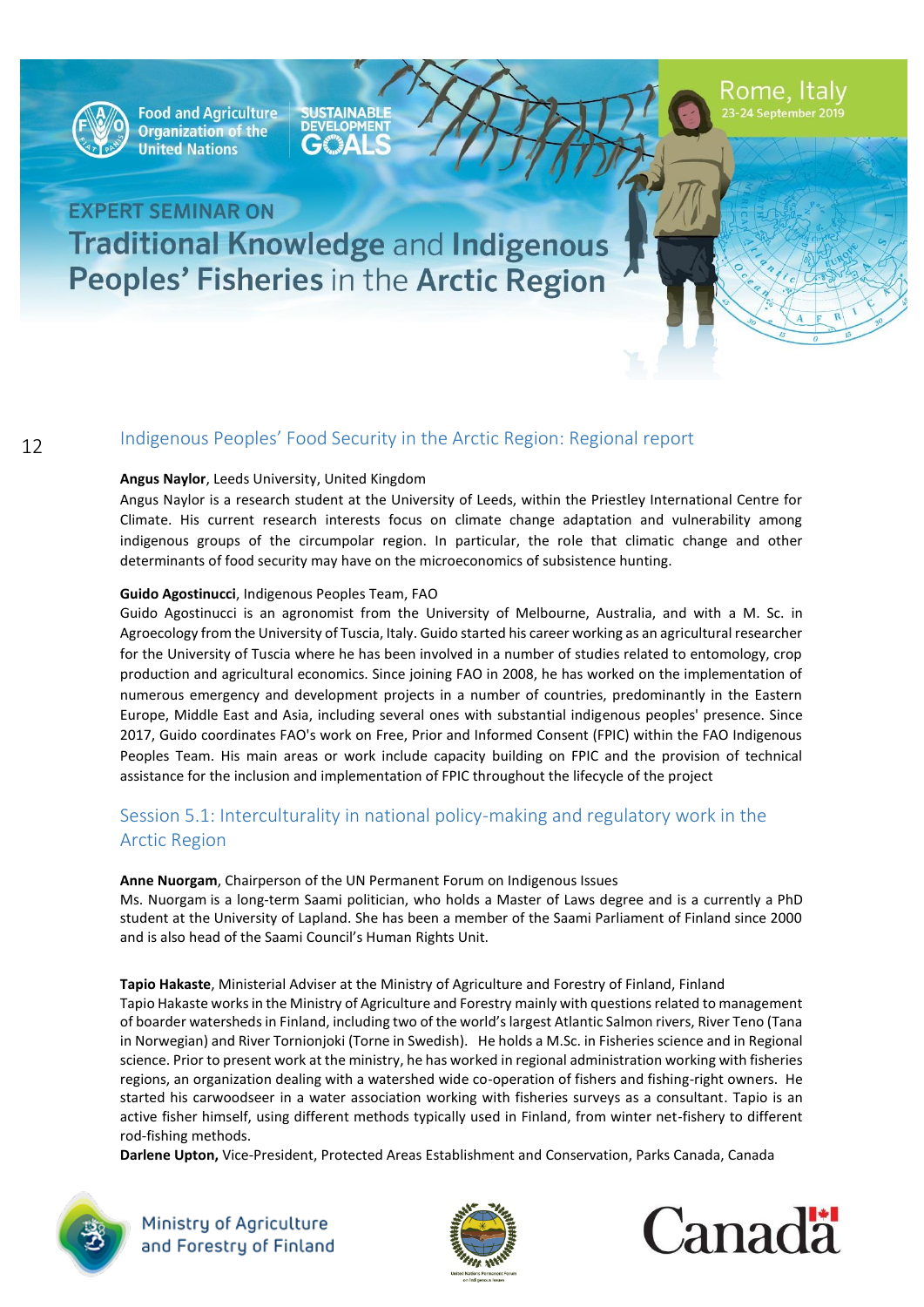## Indigenous Peoples' Food Security in the Arctic Region: Regional report

**Angus Naylor**, Leeds University, United Kingdom
Angus Naylor is a research student at the University of Leeds, within the Priestley International Centre for Climate. His current research interests focus on climate change adaptation and vulnerability among indigenous groups of the circumpolar region. In particular, the role that climatic change and other determinants of food security may have on the microeconomics of subsistence hunting.

**Guido Agostinucci**, Indigenous Peoples Team, FAO
Guido Agostinucci is an agronomist from the University of Melbourne, Australia, and with a M. Sc. in Agroecology from the University of Tuscia, Italy. Guido started his career working as an agricultural researcher for the University of Tuscia where he has been involved in a number of studies related to entomology, crop production and agricultural economics. Since joining FAO in 2008, he has worked on the implementation of numerous emergency and development projects in a number of countries, predominantly in the Eastern Europe, Middle East and Asia, including several ones with substantial indigenous peoples' presence. Since 2017, Guido coordinates FAO's work on Free, Prior and Informed Consent (FPIC) within the FAO Indigenous Peoples Team. His main areas or work include capacity building on FPIC and the provision of technical assistance for the inclusion and implementation of FPIC throughout the lifecycle of the project

## Session 5.1: Interculturality in national policy-making and regulatory work in the Arctic Region

**Anne Nuorgam**, Chairperson of the UN Permanent Forum on Indigenous Issues
Ms. Nuorgam is a long-term Saami politician, who holds a Master of Laws degree and is a currently a PhD student at the University of Lapland. She has been a member of the Saami Parliament of Finland since 2000 and is also head of the Saami Council's Human Rights Unit.

**Tapio Hakaste**, Ministerial Adviser at the Ministry of Agriculture and Forestry of Finland, Finland
Tapio Hakaste works in the Ministry of Agriculture and Forestry mainly with questions related to management of boarder watersheds in Finland, including two of the world's largest Atlantic Salmon rivers, River Teno (Tana in Norwegian) and River Tornionjoki (Torne in Swedish). He holds a M.Sc. in Fisheries science and in Regional science. Prior to present work at the ministry, he has worked in regional administration working with fisheries regions, an organization dealing with a watershed wide co-operation of fishers and fishing-right owners. He started his carwoodseer in a water association working with fisheries surveys as a consultant. Tapio is an active fisher himself, using different methods typically used in Finland, from winter net-fishery to different rod-fishing methods.

**Darlene Upton,** Vice-President, Protected Areas Establishment and Conservation, Parks Canada, Canada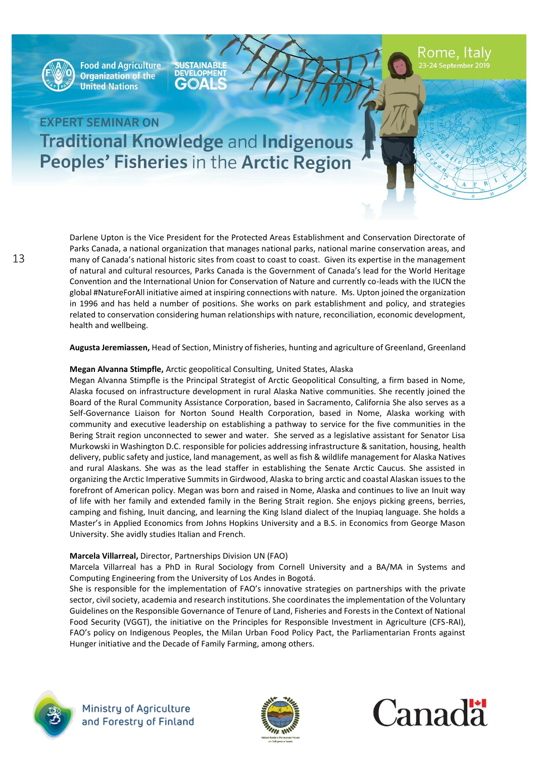Darlene Upton is the Vice President for the Protected Areas Establishment and Conservation Directorate of Parks Canada, a national organization that manages national parks, national marine conservation areas, and many of Canada's national historic sites from coast to coast. Given its expertise in the management of natural and cultural resources, Parks Canada is the Government of Canada's lead for the World Heritage Convention and the International Union for Conservation of Nature and currently co-leads with the IUCN the global #NatureForAll initiative aimed at inspiring connections with nature. Ms. Upton joined the organization in 1996 and has held a number of positions. She works on park establishment and policy, and strategies related to conservation considering human relationships with nature, reconciliation, economic development, health and wellbeing.

**Augusta Jeremiassen,** Head of Section, Ministry of fisheries, hunting and agriculture of Greenland, Greenland

**Megan Alvanna Stimpfle,** Arctic geopolitical Consulting, United States, Alaska
Megan Alvanna Stimpfle is the Principal Strategist of Arctic Geopolitical Consulting, a firm based in Nome, Alaska focused on infrastructure development in rural Alaska Native communities. She recently joined the Board of the Rural Community Assistance Corporation, based in Sacramento, California She also serves as a Self-Governance Liaison for Norton Sound Health Corporation, based in Nome, Alaska working with community and executive leadership on establishing a pathway to service for the five communities in the Bering Strait region unconnected to sewer and water. She served as a legislative assistant for Senator Lisa Murkowski in Washington D.C. responsible for policies addressing infrastructure & sanitation, housing, health delivery, public safety and justice, land management, as well as fish & wildlife management for Alaska Natives and rural Alaskans. She was as the lead staffer in establishing the Senate Arctic Caucus. She assisted in organizing the Arctic Imperative Summits in Girdwood, Alaska to bring arctic and coastal Alaskan issues to the forefront of American policy. Megan was born and raised in Nome, Alaska and continues to live an Inuit way of life with her family and extended family in the Bering Strait region. She enjoys picking greens, berries, camping and fishing, Inuit dancing, and learning the King Island dialect of the Inupiaq language. She holds a Master's in Applied Economics from Johns Hopkins University and a B.S. in Economics from George Mason University. She avidly studies Italian and French.

**Marcela Villarreal,** Director, Partnerships Division UN (FAO)
Marcela Villarreal has a PhD in Rural Sociology from Cornell University and a BA/MA in Systems and Computing Engineering from the University of Los Andes in Bogotá.
She is responsible for the implementation of FAO's innovative strategies on partnerships with the private sector, civil society, academia and research institutions. She coordinates the implementation of the Voluntary Guidelines on the Responsible Governance of Tenure of Land, Fisheries and Forests in the Context of National Food Security (VGGT), the initiative on the Principles for Responsible Investment in Agriculture (CFS-RAI), FAO's policy on Indigenous Peoples, the Milan Urban Food Policy Pact, the Parliamentarian Fronts against Hunger initiative and the Decade of Family Farming, among others.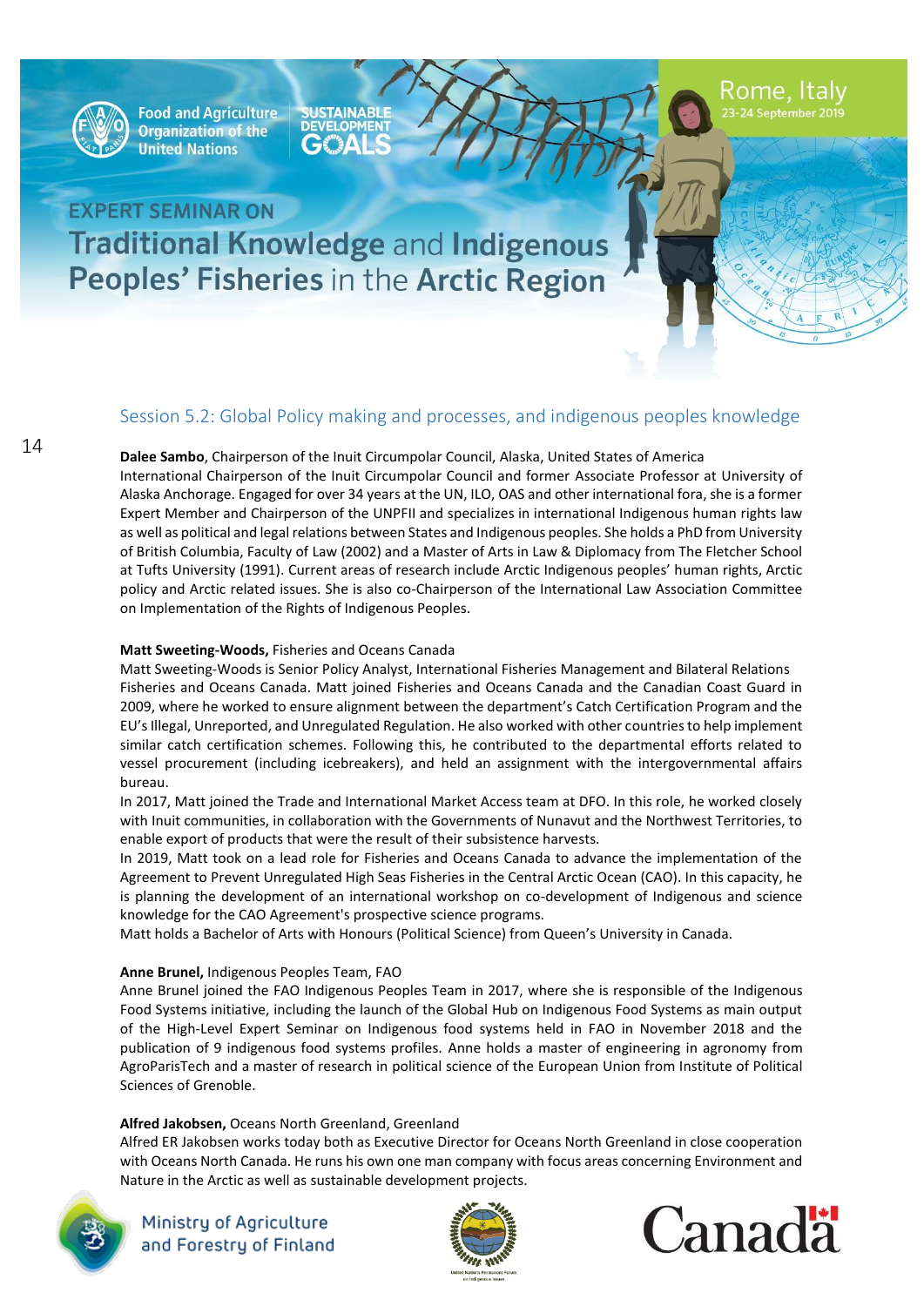## Session 5.2: Global Policy making and processes, and indigenous peoples knowledge

**Dalee Sambo**, Chairperson of the Inuit Circumpolar Council, Alaska, United States of America
International Chairperson of the Inuit Circumpolar Council and former Associate Professor at University of Alaska Anchorage. Engaged for over 34 years at the UN, ILO, OAS and other international fora, she is a former Expert Member and Chairperson of the UNPFII and specializes in international Indigenous human rights law as well as political and legal relations between States and Indigenous peoples. She holds a PhD from University of British Columbia, Faculty of Law (2002) and a Master of Arts in Law & Diplomacy from The Fletcher School at Tufts University (1991). Current areas of research include Arctic Indigenous peoples' human rights, Arctic policy and Arctic related issues. She is also co-Chairperson of the International Law Association Committee on Implementation of the Rights of Indigenous Peoples.

**Matt Sweeting-Woods,** Fisheries and Oceans Canada
Matt Sweeting-Woods is Senior Policy Analyst, International Fisheries Management and Bilateral Relations Fisheries and Oceans Canada. Matt joined Fisheries and Oceans Canada and the Canadian Coast Guard in 2009, where he worked to ensure alignment between the department's Catch Certification Program and the EU's Illegal, Unreported, and Unregulated Regulation. He also worked with other countries to help implement similar catch certification schemes. Following this, he contributed to the departmental efforts related to vessel procurement (including icebreakers), and held an assignment with the intergovernmental affairs bureau.
In 2017, Matt joined the Trade and International Market Access team at DFO. In this role, he worked closely with Inuit communities, in collaboration with the Governments of Nunavut and the Northwest Territories, to enable export of products that were the result of their subsistence harvests.
In 2019, Matt took on a lead role for Fisheries and Oceans Canada to advance the implementation of the Agreement to Prevent Unregulated High Seas Fisheries in the Central Arctic Ocean (CAO). In this capacity, he is planning the development of an international workshop on co-development of Indigenous and science knowledge for the CAO Agreement's prospective science programs.
Matt holds a Bachelor of Arts with Honours (Political Science) from Queen's University in Canada.

**Anne Brunel,** Indigenous Peoples Team, FAO
Anne Brunel joined the FAO Indigenous Peoples Team in 2017, where she is responsible of the Indigenous Food Systems initiative, including the launch of the Global Hub on Indigenous Food Systems as main output of the High-Level Expert Seminar on Indigenous food systems held in FAO in November 2018 and the publication of 9 indigenous food systems profiles. Anne holds a master of engineering in agronomy from AgroParisTech and a master of research in political science of the European Union from Institute of Political Sciences of Grenoble.

**Alfred Jakobsen,** Oceans North Greenland, Greenland
Alfred ER Jakobsen works today both as Executive Director for Oceans North Greenland in close cooperation with Oceans North Canada. He runs his own one man company with focus areas concerning Environment and Nature in the Arctic as well as sustainable development projects.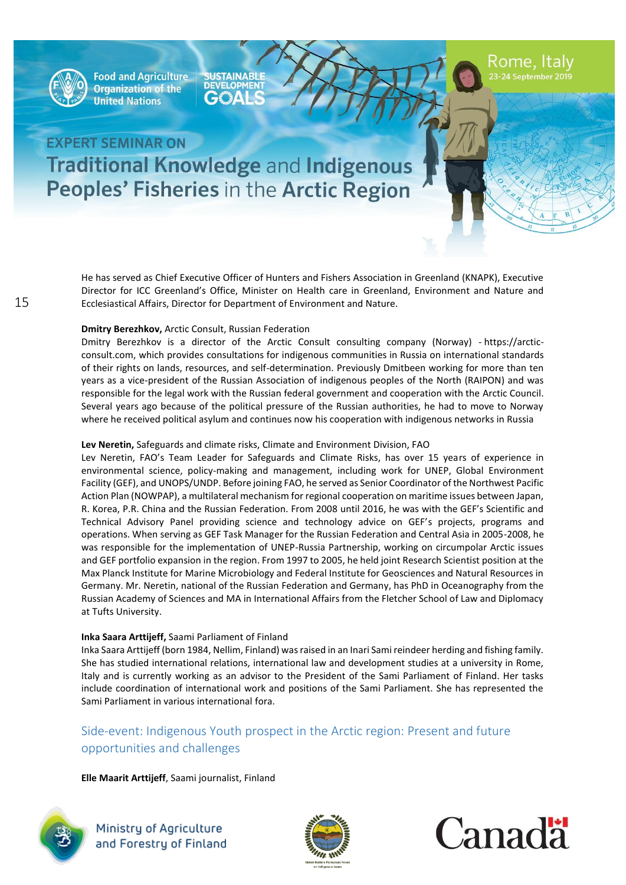He has served as Chief Executive Officer of Hunters and Fishers Association in Greenland (KNAPK), Executive Director for ICC Greenland's Office, Minister on Health care in Greenland, Environment and Nature and Ecclesiastical Affairs, Director for Department of Environment and Nature.

**Dmitry Berezhkov,** Arctic Consult, Russian Federation

Dmitry Berezhkov is a director of the Arctic Consult consulting company (Norway) - https://arctic-consult.com, which provides consultations for indigenous communities in Russia on international standards of their rights on lands, resources, and self-determination. Previously Dmitbeen working for more than ten years as a vice-president of the Russian Association of indigenous peoples of the North (RAIPON) and was responsible for the legal work with the Russian federal government and cooperation with the Arctic Council. Several years ago because of the political pressure of the Russian authorities, he had to move to Norway where he received political asylum and continues now his cooperation with indigenous networks in Russia

**Lev Neretin,** Safeguards and climate risks, Climate and Environment Division, FAO

Lev Neretin, FAO's Team Leader for Safeguards and Climate Risks, has over 15 years of experience in environmental science, policy-making and management, including work for UNEP, Global Environment Facility (GEF), and UNOPS/UNDP. Before joining FAO, he served as Senior Coordinator of the Northwest Pacific Action Plan (NOWPAP), a multilateral mechanism for regional cooperation on maritime issues between Japan, R. Korea, P.R. China and the Russian Federation. From 2008 until 2016, he was with the GEF's Scientific and Technical Advisory Panel providing science and technology advice on GEF's projects, programs and operations. When serving as GEF Task Manager for the Russian Federation and Central Asia in 2005-2008, he was responsible for the implementation of UNEP-Russia Partnership, working on circumpolar Arctic issues and GEF portfolio expansion in the region. From 1997 to 2005, he held joint Research Scientist position at the Max Planck Institute for Marine Microbiology and Federal Institute for Geosciences and Natural Resources in Germany. Mr. Neretin, national of the Russian Federation and Germany, has PhD in Oceanography from the Russian Academy of Sciences and MA in International Affairs from the Fletcher School of Law and Diplomacy at Tufts University.

**Inka Saara Arttijeff,** Saami Parliament of Finland

Inka Saara Arttijeff (born 1984, Nellim, Finland) was raised in an Inari Sami reindeer herding and fishing family. She has studied international relations, international law and development studies at a university in Rome, Italy and is currently working as an advisor to the President of the Sami Parliament of Finland. Her tasks include coordination of international work and positions of the Sami Parliament. She has represented the Sami Parliament in various international fora.

## Side-event: Indigenous Youth prospect in the Arctic region: Present and future opportunities and challenges

**Elle Maarit Arttijeff**, Saami journalist, Finland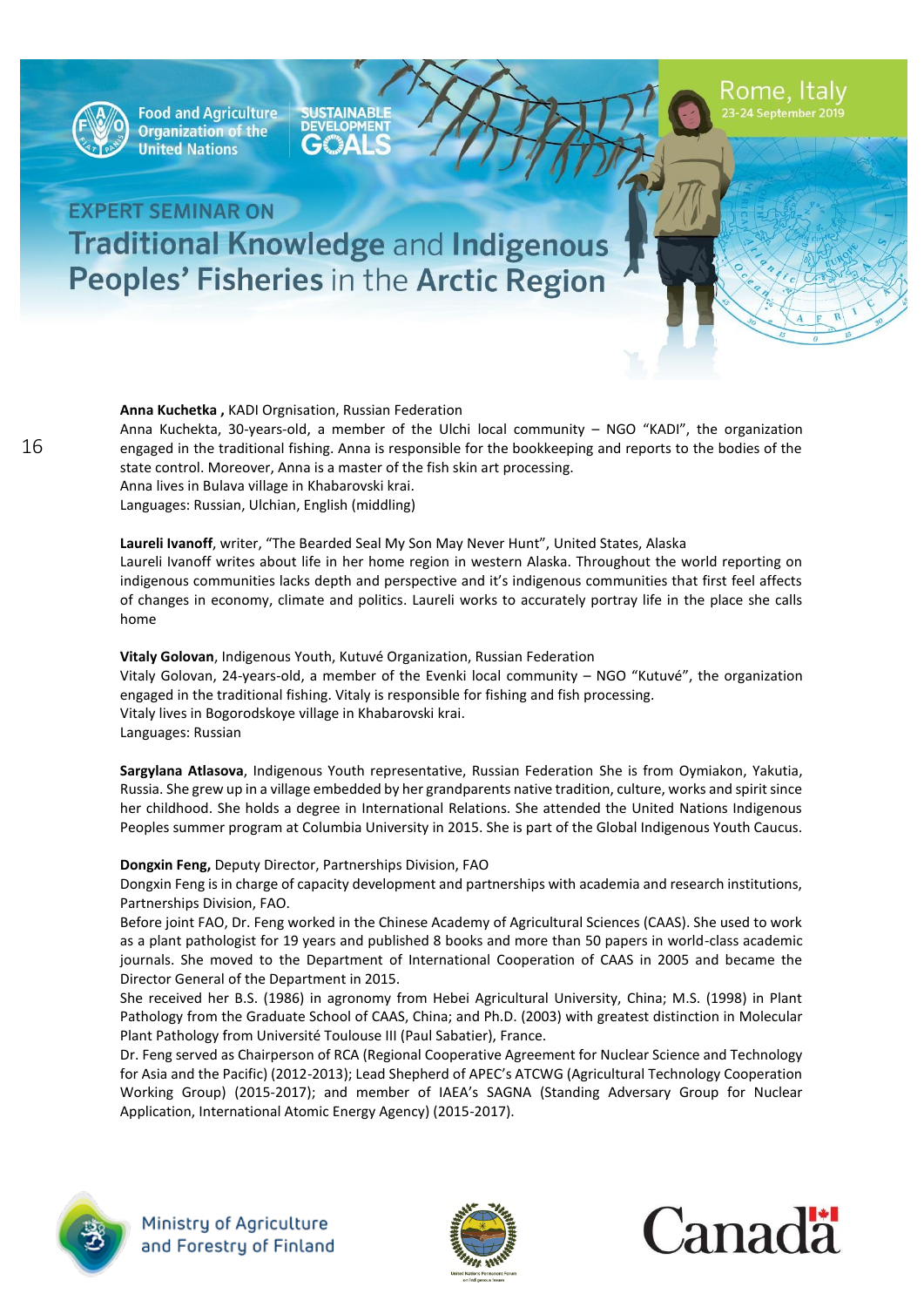**Anna Kuchetka ,** KADI Orgnisation, Russian Federation

Anna Kuchekta, 30-years-old, a member of the Ulchi local community – NGO "KADI", the organization engaged in the traditional fishing. Anna is responsible for the bookkeeping and reports to the bodies of the state control. Moreover, Anna is a master of the fish skin art processing.

Anna lives in Bulava village in Khabarovski krai.

Languages: Russian, Ulchian, English (middling)

**Laureli Ivanoff**, writer, "The Bearded Seal My Son May Never Hunt", United States, Alaska

Laureli Ivanoff writes about life in her home region in western Alaska. Throughout the world reporting on indigenous communities lacks depth and perspective and it's indigenous communities that first feel affects of changes in economy, climate and politics. Laureli works to accurately portray life in the place she calls home

**Vitaly Golovan**, Indigenous Youth, Kutuvé Organization, Russian Federation

Vitaly Golovan, 24-years-old, a member of the Evenki local community – NGO "Kutuvé", the organization engaged in the traditional fishing. Vitaly is responsible for fishing and fish processing.

Vitaly lives in Bogorodskoye village in Khabarovski krai.

Languages: Russian

**Sargylana Atlasova**, Indigenous Youth representative, Russian Federation She is from Oymiakon, Yakutia, Russia. She grew up in a village embedded by her grandparents native tradition, culture, works and spirit since her childhood. She holds a degree in International Relations. She attended the United Nations Indigenous Peoples summer program at Columbia University in 2015. She is part of the Global Indigenous Youth Caucus.

**Dongxin Feng,** Deputy Director, Partnerships Division, FAO

Dongxin Feng is in charge of capacity development and partnerships with academia and research institutions, Partnerships Division, FAO.

Before joint FAO, Dr. Feng worked in the Chinese Academy of Agricultural Sciences (CAAS). She used to work as a plant pathologist for 19 years and published 8 books and more than 50 papers in world-class academic journals. She moved to the Department of International Cooperation of CAAS in 2005 and became the Director General of the Department in 2015.

She received her B.S. (1986) in agronomy from Hebei Agricultural University, China; M.S. (1998) in Plant Pathology from the Graduate School of CAAS, China; and Ph.D. (2003) with greatest distinction in Molecular Plant Pathology from Université Toulouse III (Paul Sabatier), France.

Dr. Feng served as Chairperson of RCA (Regional Cooperative Agreement for Nuclear Science and Technology for Asia and the Pacific) (2012-2013); Lead Shepherd of APEC's ATCWG (Agricultural Technology Cooperation Working Group) (2015-2017); and member of IAEA's SAGNA (Standing Adversary Group for Nuclear Application, International Atomic Energy Agency) (2015-2017).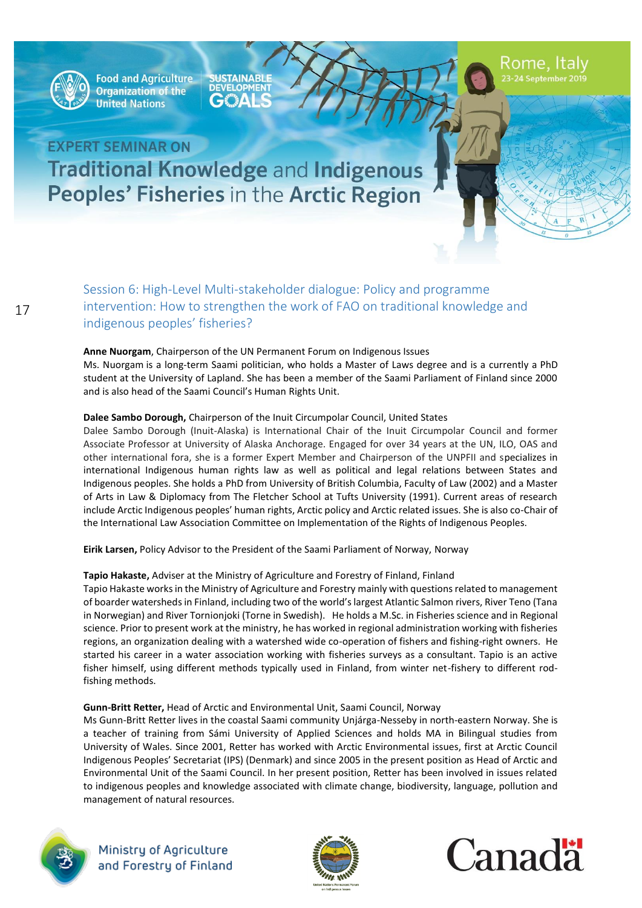## Session 6: High-Level Multi-stakeholder dialogue: Policy and programme intervention: How to strengthen the work of FAO on traditional knowledge and indigenous peoples' fisheries?

**Anne Nuorgam**, Chairperson of the UN Permanent Forum on Indigenous Issues
Ms. Nuorgam is a long-term Saami politician, who holds a Master of Laws degree and is a currently a PhD student at the University of Lapland. She has been a member of the Saami Parliament of Finland since 2000 and is also head of the Saami Council's Human Rights Unit.

**Dalee Sambo Dorough,** Chairperson of the Inuit Circumpolar Council, United States
Dalee Sambo Dorough (Inuit-Alaska) is International Chair of the Inuit Circumpolar Council and former Associate Professor at University of Alaska Anchorage. Engaged for over 34 years at the UN, ILO, OAS and other international fora, she is a former Expert Member and Chairperson of the UNPFII and specializes in international Indigenous human rights law as well as political and legal relations between States and Indigenous peoples. She holds a PhD from University of British Columbia, Faculty of Law (2002) and a Master of Arts in Law & Diplomacy from The Fletcher School at Tufts University (1991). Current areas of research include Arctic Indigenous peoples' human rights, Arctic policy and Arctic related issues. She is also co-Chair of the International Law Association Committee on Implementation of the Rights of Indigenous Peoples.

**Eirik Larsen,** Policy Advisor to the President of the Saami Parliament of Norway, Norway

**Tapio Hakaste,** Adviser at the Ministry of Agriculture and Forestry of Finland, Finland
Tapio Hakaste works in the Ministry of Agriculture and Forestry mainly with questions related to management of boarder watersheds in Finland, including two of the world's largest Atlantic Salmon rivers, River Teno (Tana in Norwegian) and River Tornionjoki (Torne in Swedish). He holds a M.Sc. in Fisheries science and in Regional science. Prior to present work at the ministry, he has worked in regional administration working with fisheries regions, an organization dealing with a watershed wide co-operation of fishers and fishing-right owners. He started his career in a water association working with fisheries surveys as a consultant. Tapio is an active fisher himself, using different methods typically used in Finland, from winter net-fishery to different rod-fishing methods.

**Gunn-Britt Retter,** Head of Arctic and Environmental Unit, Saami Council, Norway
Ms Gunn-Britt Retter lives in the coastal Saami community Unjárga-Nesseby in north-eastern Norway. She is a teacher of training from Sámi University of Applied Sciences and holds MA in Bilingual studies from University of Wales. Since 2001, Retter has worked with Arctic Environmental issues, first at Arctic Council Indigenous Peoples' Secretariat (IPS) (Denmark) and since 2005 in the present position as Head of Arctic and Environmental Unit of the Saami Council. In her present position, Retter has been involved in issues related to indigenous peoples and knowledge associated with climate change, biodiversity, language, pollution and management of natural resources.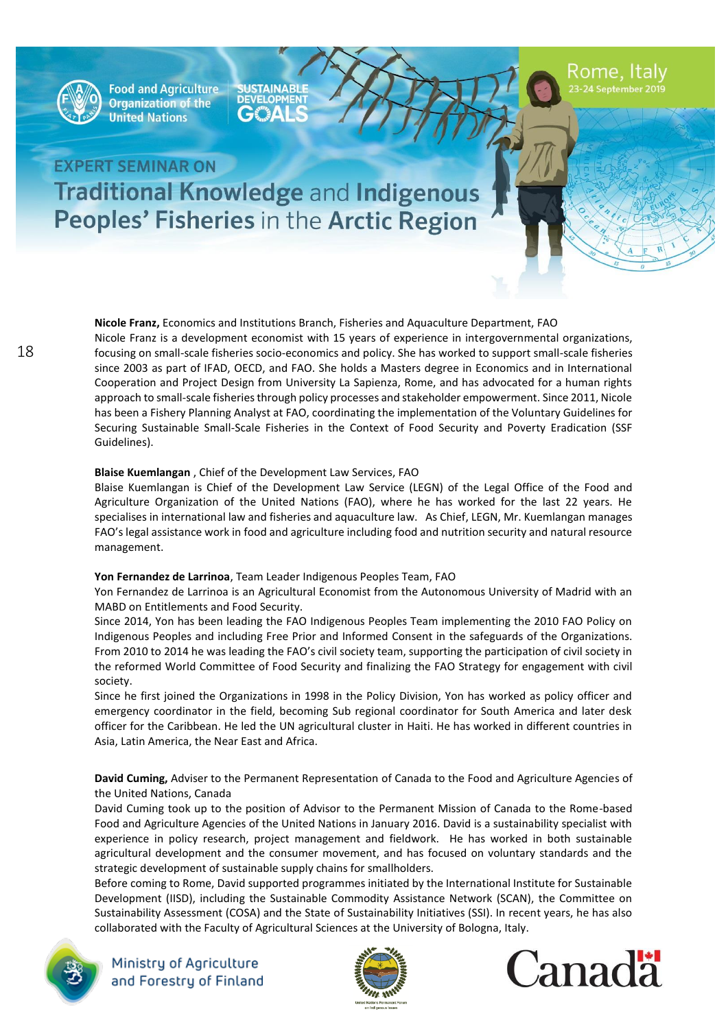**Nicole Franz,** Economics and Institutions Branch, Fisheries and Aquaculture Department, FAO
Nicole Franz is a development economist with 15 years of experience in intergovernmental organizations, focusing on small-scale fisheries socio-economics and policy. She has worked to support small-scale fisheries since 2003 as part of IFAD, OECD, and FAO. She holds a Masters degree in Economics and in International Cooperation and Project Design from University La Sapienza, Rome, and has advocated for a human rights approach to small-scale fisheries through policy processes and stakeholder empowerment. Since 2011, Nicole has been a Fishery Planning Analyst at FAO, coordinating the implementation of the Voluntary Guidelines for Securing Sustainable Small-Scale Fisheries in the Context of Food Security and Poverty Eradication (SSF Guidelines).

**Blaise Kuemlangan** , Chief of the Development Law Services, FAO
Blaise Kuemlangan is Chief of the Development Law Service (LEGN) of the Legal Office of the Food and Agriculture Organization of the United Nations (FAO), where he has worked for the last 22 years. He specialises in international law and fisheries and aquaculture law. As Chief, LEGN, Mr. Kuemlangan manages FAO's legal assistance work in food and agriculture including food and nutrition security and natural resource management.

**Yon Fernandez de Larrinoa**, Team Leader Indigenous Peoples Team, FAO
Yon Fernandez de Larrinoa is an Agricultural Economist from the Autonomous University of Madrid with an MABD on Entitlements and Food Security.
Since 2014, Yon has been leading the FAO Indigenous Peoples Team implementing the 2010 FAO Policy on Indigenous Peoples and including Free Prior and Informed Consent in the safeguards of the Organizations. From 2010 to 2014 he was leading the FAO's civil society team, supporting the participation of civil society in the reformed World Committee of Food Security and finalizing the FAO Strategy for engagement with civil society.
Since he first joined the Organizations in 1998 in the Policy Division, Yon has worked as policy officer and emergency coordinator in the field, becoming Sub regional coordinator for South America and later desk officer for the Caribbean. He led the UN agricultural cluster in Haiti. He has worked in different countries in Asia, Latin America, the Near East and Africa.

**David Cuming,** Adviser to the Permanent Representation of Canada to the Food and Agriculture Agencies of the United Nations, Canada
David Cuming took up to the position of Advisor to the Permanent Mission of Canada to the Rome-based Food and Agriculture Agencies of the United Nations in January 2016. David is a sustainability specialist with experience in policy research, project management and fieldwork. He has worked in both sustainable agricultural development and the consumer movement, and has focused on voluntary standards and the strategic development of sustainable supply chains for smallholders.
Before coming to Rome, David supported programmes initiated by the International Institute for Sustainable Development (IISD), including the Sustainable Commodity Assistance Network (SCAN), the Committee on Sustainability Assessment (COSA) and the State of Sustainability Initiatives (SSI). In recent years, he has also collaborated with the Faculty of Agricultural Sciences at the University of Bologna, Italy.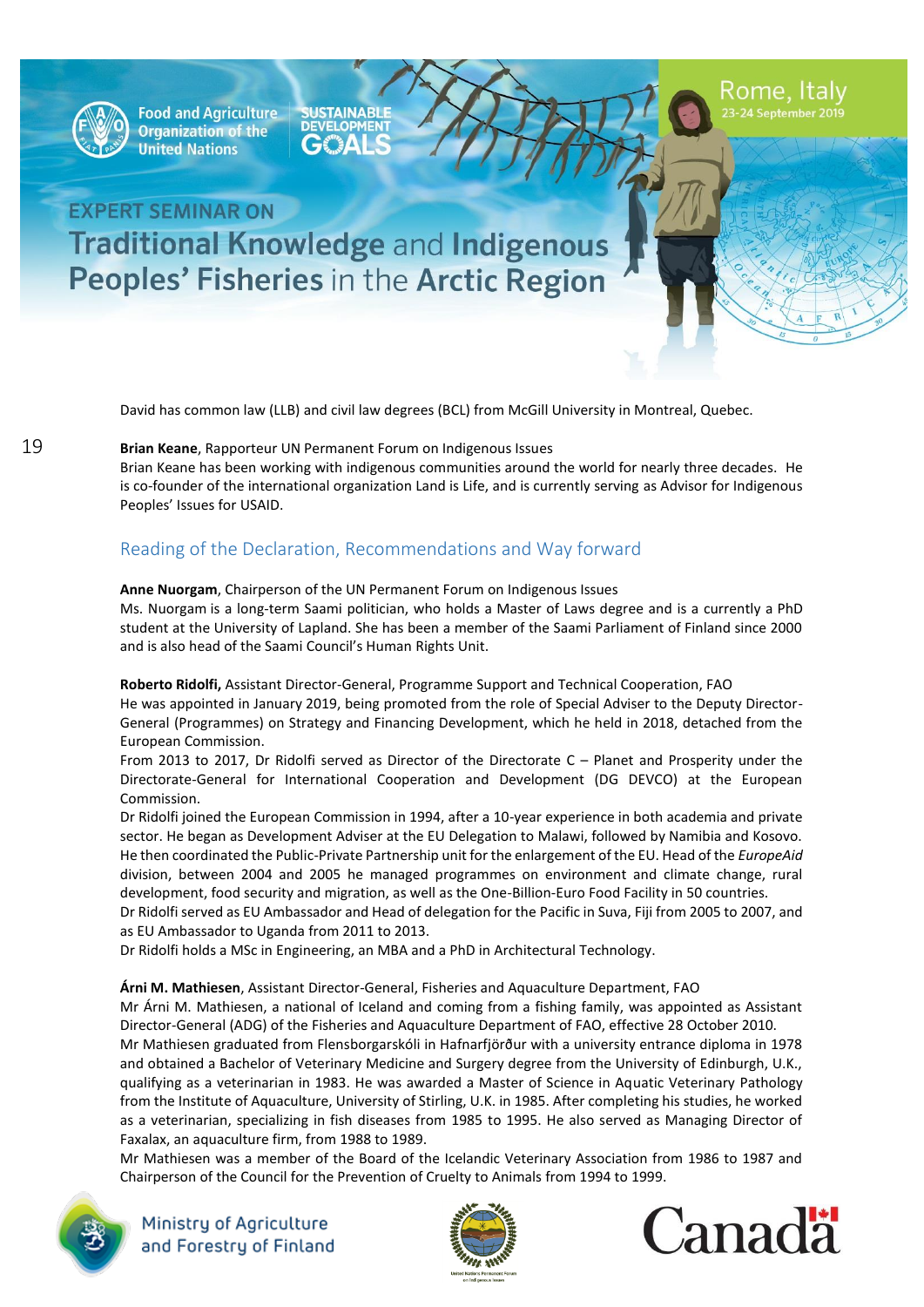David has common law (LLB) and civil law degrees (BCL) from McGill University in Montreal, Quebec.

**Brian Keane**, Rapporteur UN Permanent Forum on Indigenous Issues
Brian Keane has been working with indigenous communities around the world for nearly three decades. He is co-founder of the international organization Land is Life, and is currently serving as Advisor for Indigenous Peoples' Issues for USAID.

## Reading of the Declaration, Recommendations and Way forward

**Anne Nuorgam**, Chairperson of the UN Permanent Forum on Indigenous Issues
Ms. Nuorgam is a long-term Saami politician, who holds a Master of Laws degree and is a currently a PhD student at the University of Lapland. She has been a member of the Saami Parliament of Finland since 2000 and is also head of the Saami Council's Human Rights Unit.

**Roberto Ridolfi,** Assistant Director-General, Programme Support and Technical Cooperation, FAO
He was appointed in January 2019, being promoted from the role of Special Adviser to the Deputy Director-General (Programmes) on Strategy and Financing Development, which he held in 2018, detached from the European Commission.
From 2013 to 2017, Dr Ridolfi served as Director of the Directorate C – Planet and Prosperity under the Directorate-General for International Cooperation and Development (DG DEVCO) at the European Commission.
Dr Ridolfi joined the European Commission in 1994, after a 10-year experience in both academia and private sector. He began as Development Adviser at the EU Delegation to Malawi, followed by Namibia and Kosovo. He then coordinated the Public-Private Partnership unit for the enlargement of the EU. Head of the *EuropeAid* division, between 2004 and 2005 he managed programmes on environment and climate change, rural development, food security and migration, as well as the One-Billion-Euro Food Facility in 50 countries.
Dr Ridolfi served as EU Ambassador and Head of delegation for the Pacific in Suva, Fiji from 2005 to 2007, and as EU Ambassador to Uganda from 2011 to 2013.
Dr Ridolfi holds a MSc in Engineering, an MBA and a PhD in Architectural Technology.

**Árni M. Mathiesen**, Assistant Director-General, Fisheries and Aquaculture Department, FAO
Mr Árni M. Mathiesen, a national of Iceland and coming from a fishing family, was appointed as Assistant Director-General (ADG) of the Fisheries and Aquaculture Department of FAO, effective 28 October 2010.
Mr Mathiesen graduated from Flensborgarskóli in Hafnarfjörður with a university entrance diploma in 1978 and obtained a Bachelor of Veterinary Medicine and Surgery degree from the University of Edinburgh, U.K., qualifying as a veterinarian in 1983. He was awarded a Master of Science in Aquatic Veterinary Pathology from the Institute of Aquaculture, University of Stirling, U.K. in 1985. After completing his studies, he worked as a veterinarian, specializing in fish diseases from 1985 to 1995. He also served as Managing Director of Faxalax, an aquaculture firm, from 1988 to 1989.
Mr Mathiesen was a member of the Board of the Icelandic Veterinary Association from 1986 to 1987 and Chairperson of the Council for the Prevention of Cruelty to Animals from 1994 to 1999.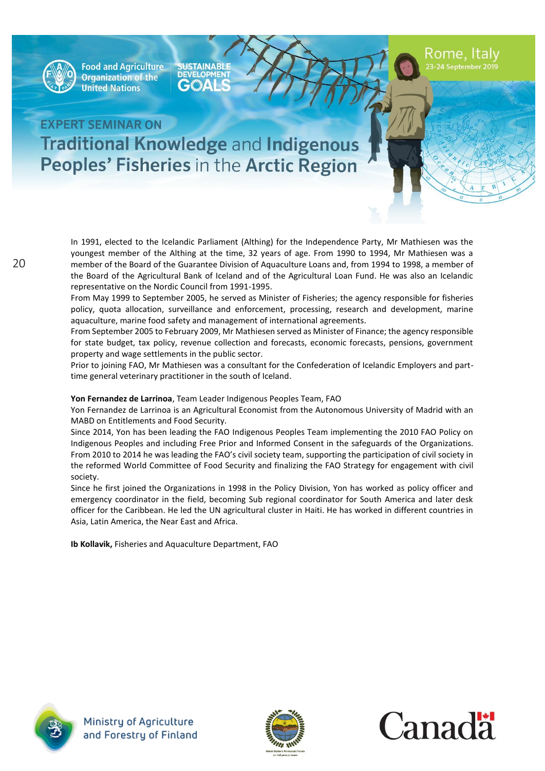In 1991, elected to the Icelandic Parliament (Althing) for the Independence Party, Mr Mathiesen was the youngest member of the Althing at the time, 32 years of age. From 1990 to 1994, Mr Mathiesen was a member of the Board of the Guarantee Division of Aquaculture Loans and, from 1994 to 1998, a member of the Board of the Agricultural Bank of Iceland and of the Agricultural Loan Fund. He was also an Icelandic representative on the Nordic Council from 1991-1995.
From May 1999 to September 2005, he served as Minister of Fisheries; the agency responsible for fisheries policy, quota allocation, surveillance and enforcement, processing, research and development, marine aquaculture, marine food safety and management of international agreements.
From September 2005 to February 2009, Mr Mathiesen served as Minister of Finance; the agency responsible for state budget, tax policy, revenue collection and forecasts, economic forecasts, pensions, government property and wage settlements in the public sector.
Prior to joining FAO, Mr Mathiesen was a consultant for the Confederation of Icelandic Employers and part-time general veterinary practitioner in the south of Iceland.

**Yon Fernandez de Larrinoa**, Team Leader Indigenous Peoples Team, FAO
Yon Fernandez de Larrinoa is an Agricultural Economist from the Autonomous University of Madrid with an MABD on Entitlements and Food Security.
Since 2014, Yon has been leading the FAO Indigenous Peoples Team implementing the 2010 FAO Policy on Indigenous Peoples and including Free Prior and Informed Consent in the safeguards of the Organizations. From 2010 to 2014 he was leading the FAO's civil society team, supporting the participation of civil society in the reformed World Committee of Food Security and finalizing the FAO Strategy for engagement with civil society.
Since he first joined the Organizations in 1998 in the Policy Division, Yon has worked as policy officer and emergency coordinator in the field, becoming Sub regional coordinator for South America and later desk officer for the Caribbean. He led the UN agricultural cluster in Haiti. He has worked in different countries in Asia, Latin America, the Near East and Africa.

**Ib Kollavik,** Fisheries and Aquaculture Department, FAO